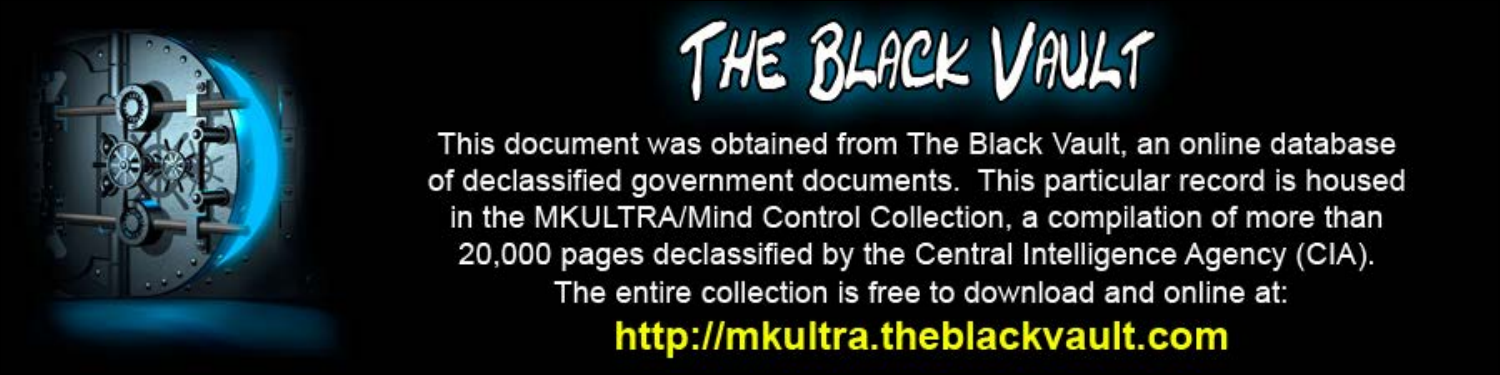# THE BLACK VAULT

This document was obtained from The Black Vault, an online database of declassified government documents. This particular record is housed in the MKULTRA/Mind Control Collection, a compilation of more than 20,000 pages declassified by the Central Intelligence Agency (CIA). The entire collection is free to download and online at:

**http://mkultra.theblackvault.com**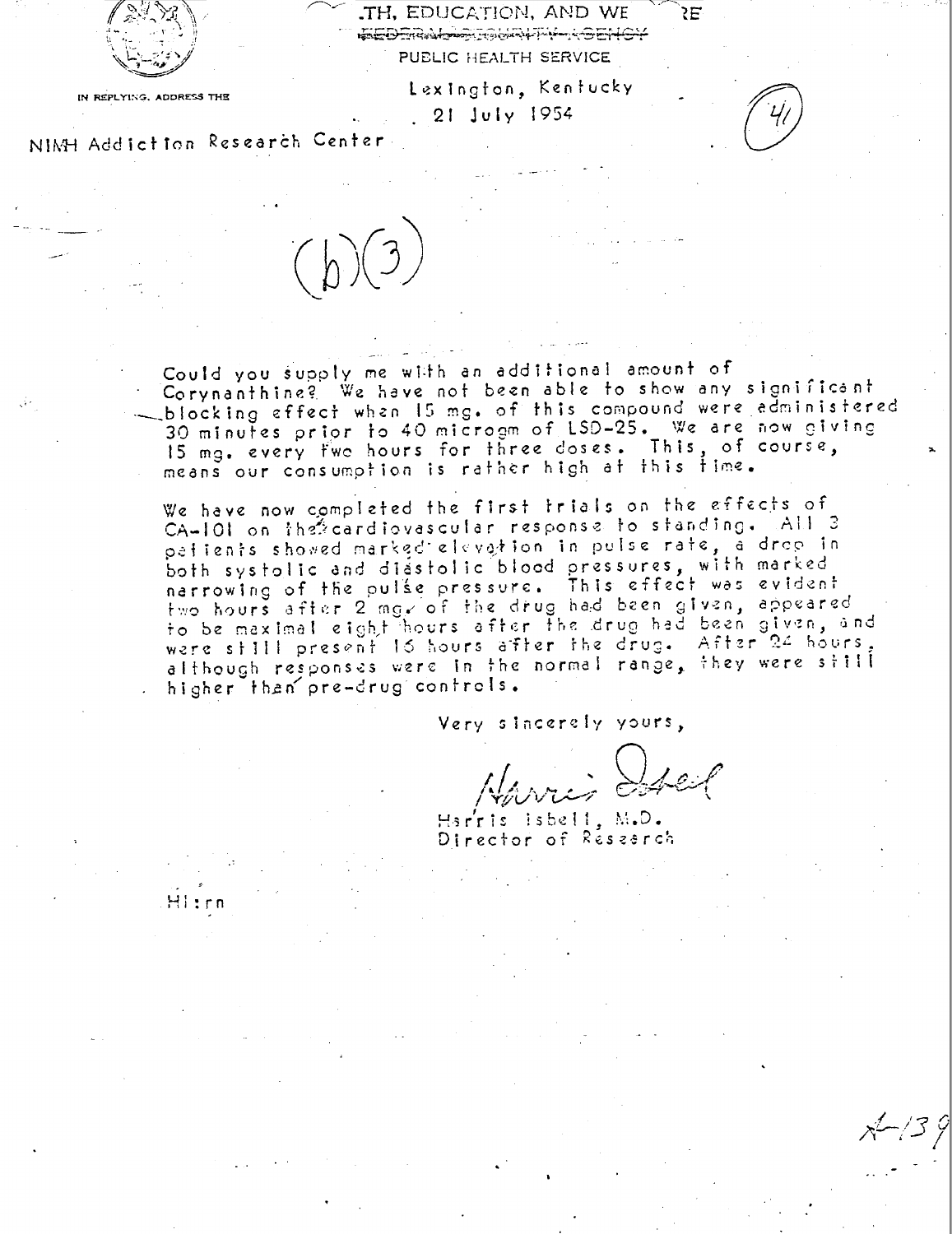.TH, EDUCATION, AND WE RE

~~FEDERAL SECURITY AGENCY~~

PUBLIC HEALTH SERVICE

IN REPLYING, ADDRESS THE

NIMH Addiction Research Center

Lexington, Kentucky

21 July 1954

(41)

(b)(3)

Could you supply me with an additional amount of Corynanthine? We have not been able to show any significant blocking effect when 15 mg. of this compound were administered 30 minutes prior to 40 microgm of LSD-25. We are now giving 15 mg. every two hours for three doses. This, of course, means our consumption is rather high at this time.

We have now completed the first trials on the effects of CA-101 on the cardiovascular response to standing. All 3 patients showed marked elevation in pulse rate, a drop in both systolic and diastolic blood pressures, with marked narrowing of the pulse pressure. This effect was evident two hours after 2 mg. of the drug had been given, appeared to be maximal eight hours after the drug had been given, and were still present 16 hours after the drug. After 24 hours, although responses were in the normal range, they were still higher than pre-drug controls.

Very sincerely yours,

Harris Isbell

Harris Isbell, M.D.
Director of Research

HI:rn

A-139